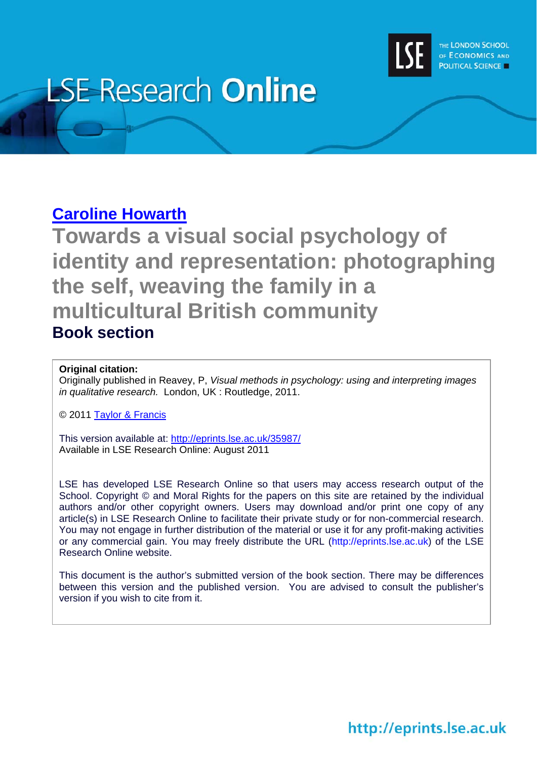LSE Research **Online**

THE LONDON SCHOOL OF ECONOMICS AND POLITICAL SCIENCE

[Caroline Howarth](#)

# Towards a visual social psychology of identity and representation: photographing the self, weaving the family in a multicultural British community

## Book section

**Original citation:**
Originally published in Reavey, P, *Visual methods in psychology: using and interpreting images in qualitative research.* London, UK : Routledge, 2011.

© 2011 [Taylor & Francis](#)

This version available at: [http://eprints.lse.ac.uk/35987/](http://eprints.lse.ac.uk/35987/)
Available in LSE Research Online: August 2011

LSE has developed LSE Research Online so that users may access research output of the School. Copyright © and Moral Rights for the papers on this site are retained by the individual authors and/or other copyright owners. Users may download and/or print one copy of any article(s) in LSE Research Online to facilitate their private study or for non-commercial research. You may not engage in further distribution of the material or use it for any profit-making activities or any commercial gain. You may freely distribute the URL (http://eprints.lse.ac.uk) of the LSE Research Online website.

This document is the author's submitted version of the book section. There may be differences between this version and the published version. You are advised to consult the publisher's version if you wish to cite from it.

http://eprints.lse.ac.uk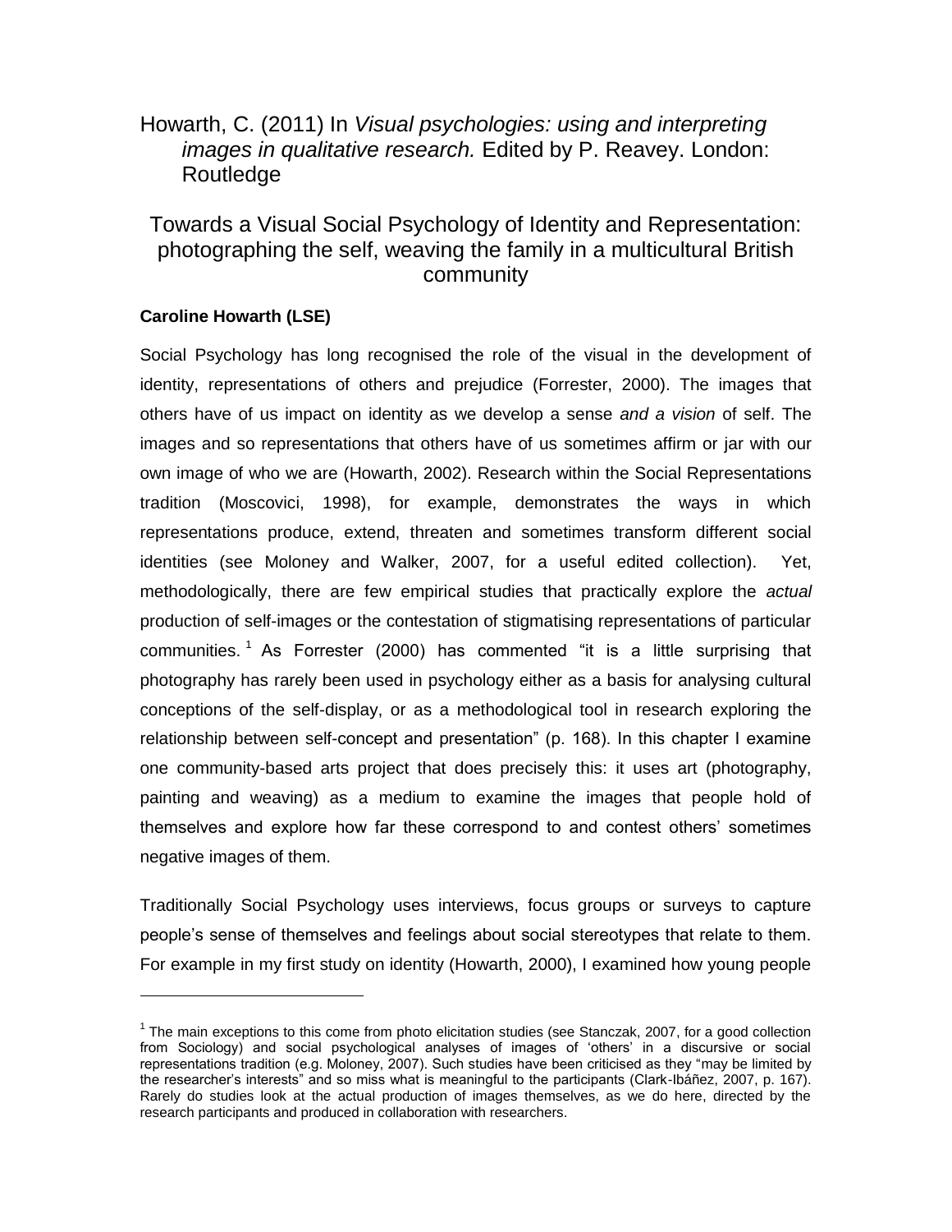Howarth, C. (2011) In *Visual psychologies: using and interpreting images in qualitative research.* Edited by P. Reavey. London: Routledge

# Towards a Visual Social Psychology of Identity and Representation: photographing the self, weaving the family in a multicultural British community

**Caroline Howarth (LSE)**

Social Psychology has long recognised the role of the visual in the development of identity, representations of others and prejudice (Forrester, 2000). The images that others have of us impact on identity as we develop a sense *and a vision* of self. The images and so representations that others have of us sometimes affirm or jar with our own image of who we are (Howarth, 2002). Research within the Social Representations tradition (Moscovici, 1998), for example, demonstrates the ways in which representations produce, extend, threaten and sometimes transform different social identities (see Moloney and Walker, 2007, for a useful edited collection). Yet, methodologically, there are few empirical studies that practically explore the *actual* production of self-images or the contestation of stigmatising representations of particular communities. [1] As Forrester (2000) has commented "it is a little surprising that photography has rarely been used in psychology either as a basis for analysing cultural conceptions of the self-display, or as a methodological tool in research exploring the relationship between self-concept and presentation" (p. 168). In this chapter I examine one community-based arts project that does precisely this: it uses art (photography, painting and weaving) as a medium to examine the images that people hold of themselves and explore how far these correspond to and contest others' sometimes negative images of them.

Traditionally Social Psychology uses interviews, focus groups or surveys to capture people's sense of themselves and feelings about social stereotypes that relate to them. For example in my first study on identity (Howarth, 2000), I examined how young people

[1] The main exceptions to this come from photo elicitation studies (see Stanczak, 2007, for a good collection from Sociology) and social psychological analyses of images of 'others' in a discursive or social representations tradition (e.g. Moloney, 2007). Such studies have been criticised as they "may be limited by the researcher's interests" and so miss what is meaningful to the participants (Clark-Ibáñez, 2007, p. 167). Rarely do studies look at the actual production of images themselves, as we do here, directed by the research participants and produced in collaboration with researchers.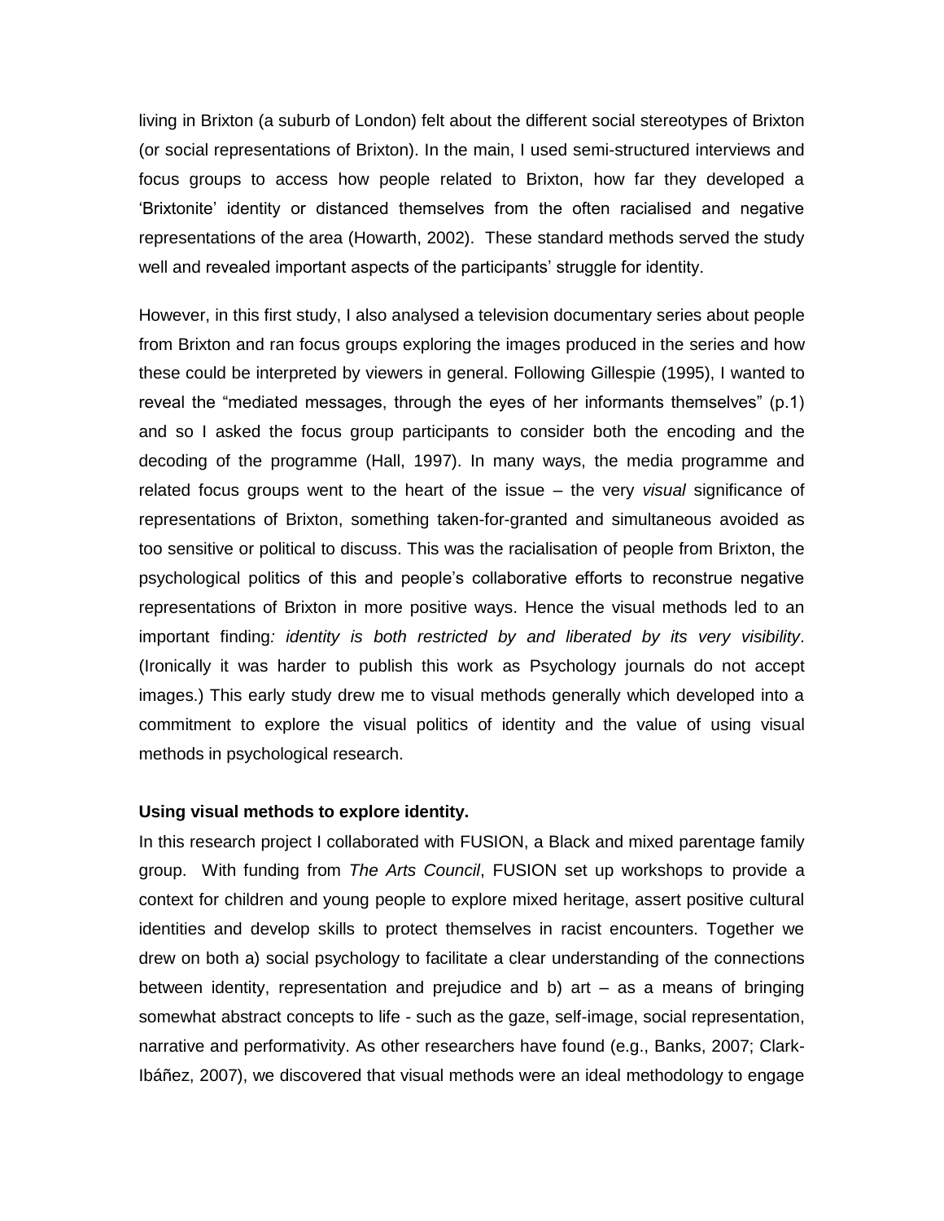living in Brixton (a suburb of London) felt about the different social stereotypes of Brixton (or social representations of Brixton). In the main, I used semi-structured interviews and focus groups to access how people related to Brixton, how far they developed a 'Brixtonite' identity or distanced themselves from the often racialised and negative representations of the area (Howarth, 2002). These standard methods served the study well and revealed important aspects of the participants' struggle for identity.

However, in this first study, I also analysed a television documentary series about people from Brixton and ran focus groups exploring the images produced in the series and how these could be interpreted by viewers in general. Following Gillespie (1995), I wanted to reveal the "mediated messages, through the eyes of her informants themselves" (p.1) and so I asked the focus group participants to consider both the encoding and the decoding of the programme (Hall, 1997). In many ways, the media programme and related focus groups went to the heart of the issue – the very *visual* significance of representations of Brixton, something taken-for-granted and simultaneous avoided as too sensitive or political to discuss. This was the racialisation of people from Brixton, the psychological politics of this and people's collaborative efforts to reconstrue negative representations of Brixton in more positive ways. Hence the visual methods led to an important finding*: identity is both restricted by and liberated by its very visibility*. (Ironically it was harder to publish this work as Psychology journals do not accept images.) This early study drew me to visual methods generally which developed into a commitment to explore the visual politics of identity and the value of using visual methods in psychological research.

**Using visual methods to explore identity.**

In this research project I collaborated with FUSION, a Black and mixed parentage family group. With funding from *The Arts Council*, FUSION set up workshops to provide a context for children and young people to explore mixed heritage, assert positive cultural identities and develop skills to protect themselves in racist encounters. Together we drew on both a) social psychology to facilitate a clear understanding of the connections between identity, representation and prejudice and b) art – as a means of bringing somewhat abstract concepts to life - such as the gaze, self-image, social representation, narrative and performativity. As other researchers have found (e.g., Banks, 2007; Clark-Ibáñez, 2007), we discovered that visual methods were an ideal methodology to engage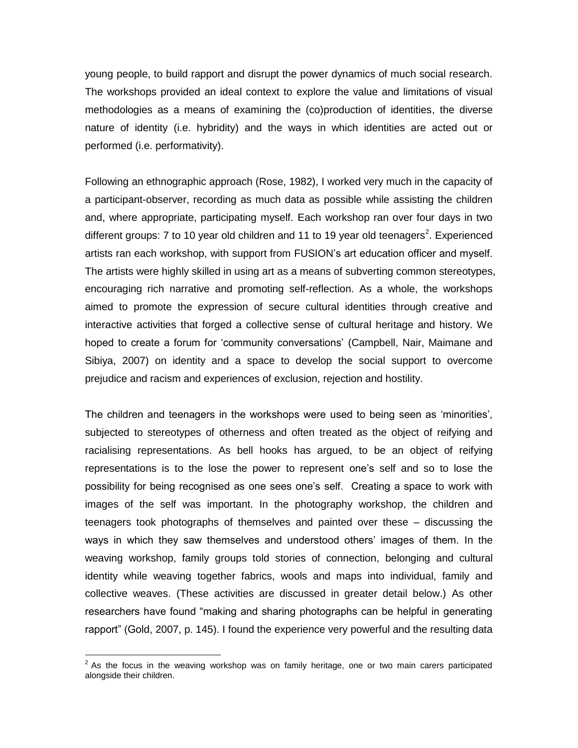young people, to build rapport and disrupt the power dynamics of much social research. The workshops provided an ideal context to explore the value and limitations of visual methodologies as a means of examining the (co)production of identities, the diverse nature of identity (i.e. hybridity) and the ways in which identities are acted out or performed (i.e. performativity).

Following an ethnographic approach (Rose, 1982), I worked very much in the capacity of a participant-observer, recording as much data as possible while assisting the children and, where appropriate, participating myself. Each workshop ran over four days in two different groups: 7 to 10 year old children and 11 to 19 year old teenagers[2]. Experienced artists ran each workshop, with support from FUSION's art education officer and myself. The artists were highly skilled in using art as a means of subverting common stereotypes, encouraging rich narrative and promoting self-reflection. As a whole, the workshops aimed to promote the expression of secure cultural identities through creative and interactive activities that forged a collective sense of cultural heritage and history. We hoped to create a forum for 'community conversations' (Campbell, Nair, Maimane and Sibiya, 2007) on identity and a space to develop the social support to overcome prejudice and racism and experiences of exclusion, rejection and hostility.

The children and teenagers in the workshops were used to being seen as 'minorities', subjected to stereotypes of otherness and often treated as the object of reifying and racialising representations. As bell hooks has argued, to be an object of reifying representations is to the lose the power to represent one's self and so to lose the possibility for being recognised as one sees one's self. Creating a space to work with images of the self was important. In the photography workshop, the children and teenagers took photographs of themselves and painted over these – discussing the ways in which they saw themselves and understood others' images of them. In the weaving workshop, family groups told stories of connection, belonging and cultural identity while weaving together fabrics, wools and maps into individual, family and collective weaves. (These activities are discussed in greater detail below.) As other researchers have found "making and sharing photographs can be helpful in generating rapport" (Gold, 2007, p. 145). I found the experience very powerful and the resulting data

[2] As the focus in the weaving workshop was on family heritage, one or two main carers participated alongside their children.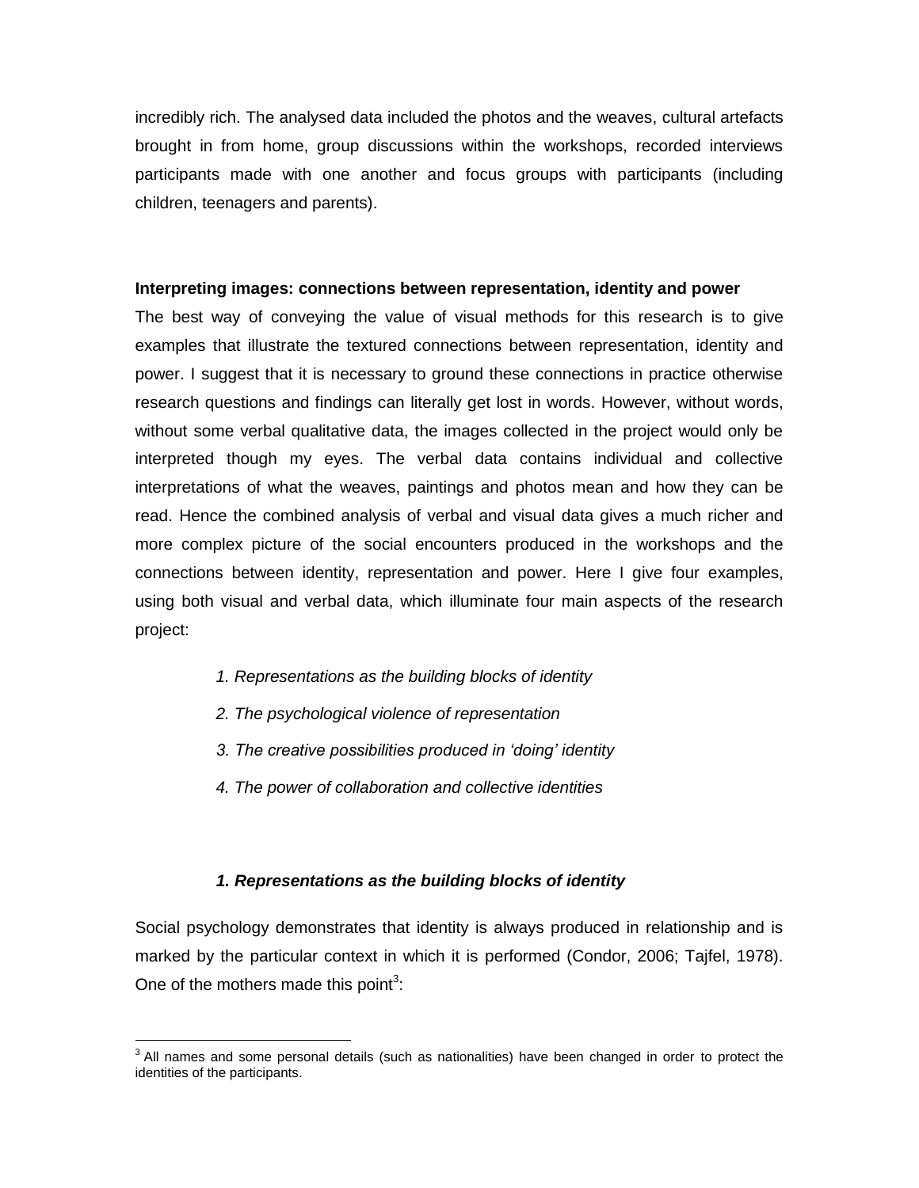incredibly rich. The analysed data included the photos and the weaves, cultural artefacts brought in from home, group discussions within the workshops, recorded interviews participants made with one another and focus groups with participants (including children, teenagers and parents).

**Interpreting images: connections between representation, identity and power**

The best way of conveying the value of visual methods for this research is to give examples that illustrate the textured connections between representation, identity and power. I suggest that it is necessary to ground these connections in practice otherwise research questions and findings can literally get lost in words. However, without words, without some verbal qualitative data, the images collected in the project would only be interpreted though my eyes. The verbal data contains individual and collective interpretations of what the weaves, paintings and photos mean and how they can be read. Hence the combined analysis of verbal and visual data gives a much richer and more complex picture of the social encounters produced in the workshops and the connections between identity, representation and power. Here I give four examples, using both visual and verbal data, which illuminate four main aspects of the research project:

1. *Representations as the building blocks of identity*
2. *The psychological violence of representation*
3. *The creative possibilities produced in 'doing' identity*
4. *The power of collaboration and collective identities*

### *1. Representations as the building blocks of identity*

Social psychology demonstrates that identity is always produced in relationship and is marked by the particular context in which it is performed (Condor, 2006; Tajfel, 1978). One of the mothers made this point[3]:

[3] All names and some personal details (such as nationalities) have been changed in order to protect the identities of the participants.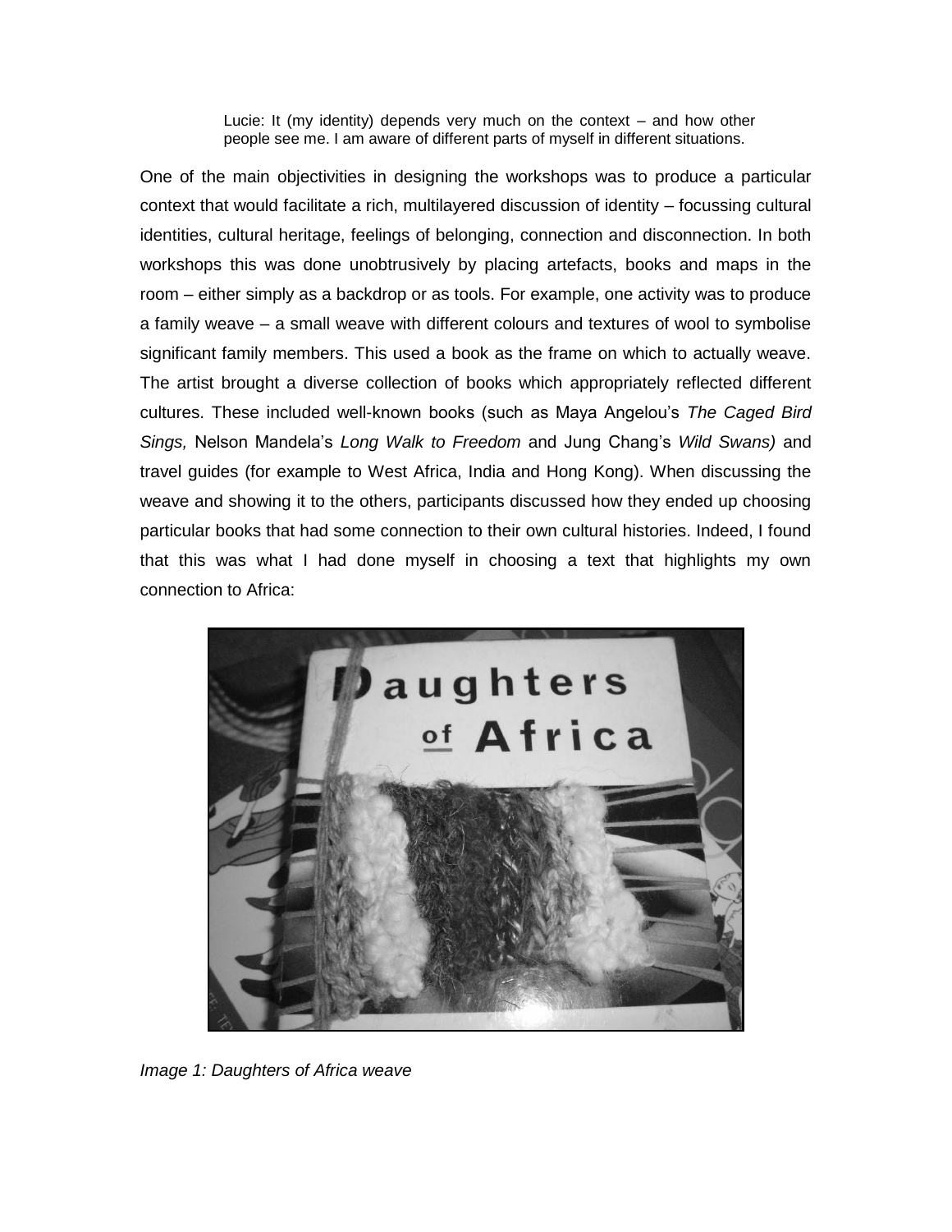> Lucie: It (my identity) depends very much on the context – and how other people see me. I am aware of different parts of myself in different situations.

One of the main objectivities in designing the workshops was to produce a particular context that would facilitate a rich, multilayered discussion of identity – focussing cultural identities, cultural heritage, feelings of belonging, connection and disconnection. In both workshops this was done unobtrusively by placing artefacts, books and maps in the room – either simply as a backdrop or as tools. For example, one activity was to produce a family weave – a small weave with different colours and textures of wool to symbolise significant family members. This used a book as the frame on which to actually weave. The artist brought a diverse collection of books which appropriately reflected different cultures. These included well-known books (such as Maya Angelou's *The Caged Bird Sings,* Nelson Mandela's *Long Walk to Freedom* and Jung Chang's *Wild Swans)* and travel guides (for example to West Africa, India and Hong Kong). When discussing the weave and showing it to the others, participants discussed how they ended up choosing particular books that had some connection to their own cultural histories. Indeed, I found that this was what I had done myself in choosing a text that highlights my own connection to Africa:

*Image 1: Daughters of Africa weave*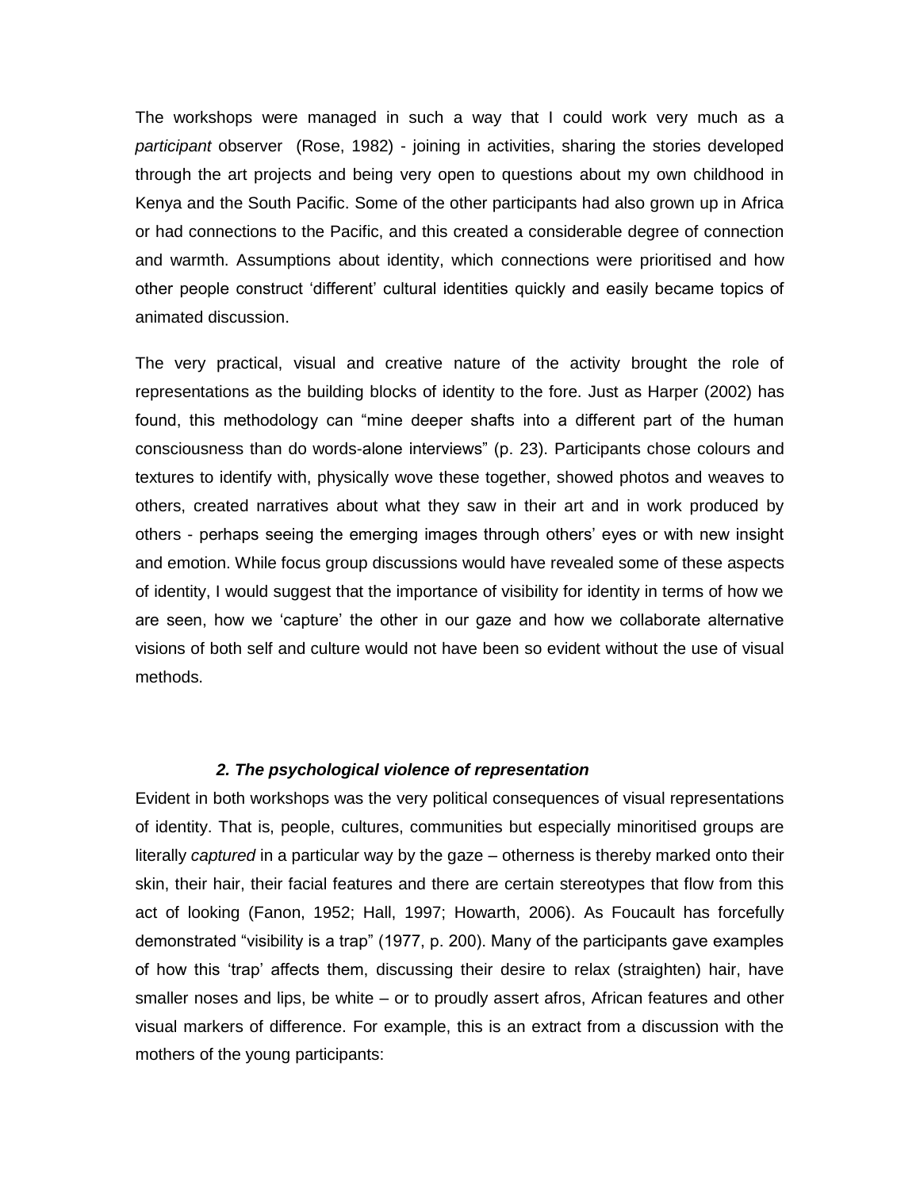The workshops were managed in such a way that I could work very much as a *participant* observer (Rose, 1982) - joining in activities, sharing the stories developed through the art projects and being very open to questions about my own childhood in Kenya and the South Pacific. Some of the other participants had also grown up in Africa or had connections to the Pacific, and this created a considerable degree of connection and warmth. Assumptions about identity, which connections were prioritised and how other people construct 'different' cultural identities quickly and easily became topics of animated discussion.

The very practical, visual and creative nature of the activity brought the role of representations as the building blocks of identity to the fore. Just as Harper (2002) has found, this methodology can "mine deeper shafts into a different part of the human consciousness than do words-alone interviews" (p. 23). Participants chose colours and textures to identify with, physically wove these together, showed photos and weaves to others, created narratives about what they saw in their art and in work produced by others - perhaps seeing the emerging images through others' eyes or with new insight and emotion. While focus group discussions would have revealed some of these aspects of identity, I would suggest that the importance of visibility for identity in terms of how we are seen, how we 'capture' the other in our gaze and how we collaborate alternative visions of both self and culture would not have been so evident without the use of visual methods.

### *2. The psychological violence of representation*

Evident in both workshops was the very political consequences of visual representations of identity. That is, people, cultures, communities but especially minoritised groups are literally *captured* in a particular way by the gaze – otherness is thereby marked onto their skin, their hair, their facial features and there are certain stereotypes that flow from this act of looking (Fanon, 1952; Hall, 1997; Howarth, 2006). As Foucault has forcefully demonstrated "visibility is a trap" (1977, p. 200). Many of the participants gave examples of how this 'trap' affects them, discussing their desire to relax (straighten) hair, have smaller noses and lips, be white – or to proudly assert afros, African features and other visual markers of difference. For example, this is an extract from a discussion with the mothers of the young participants: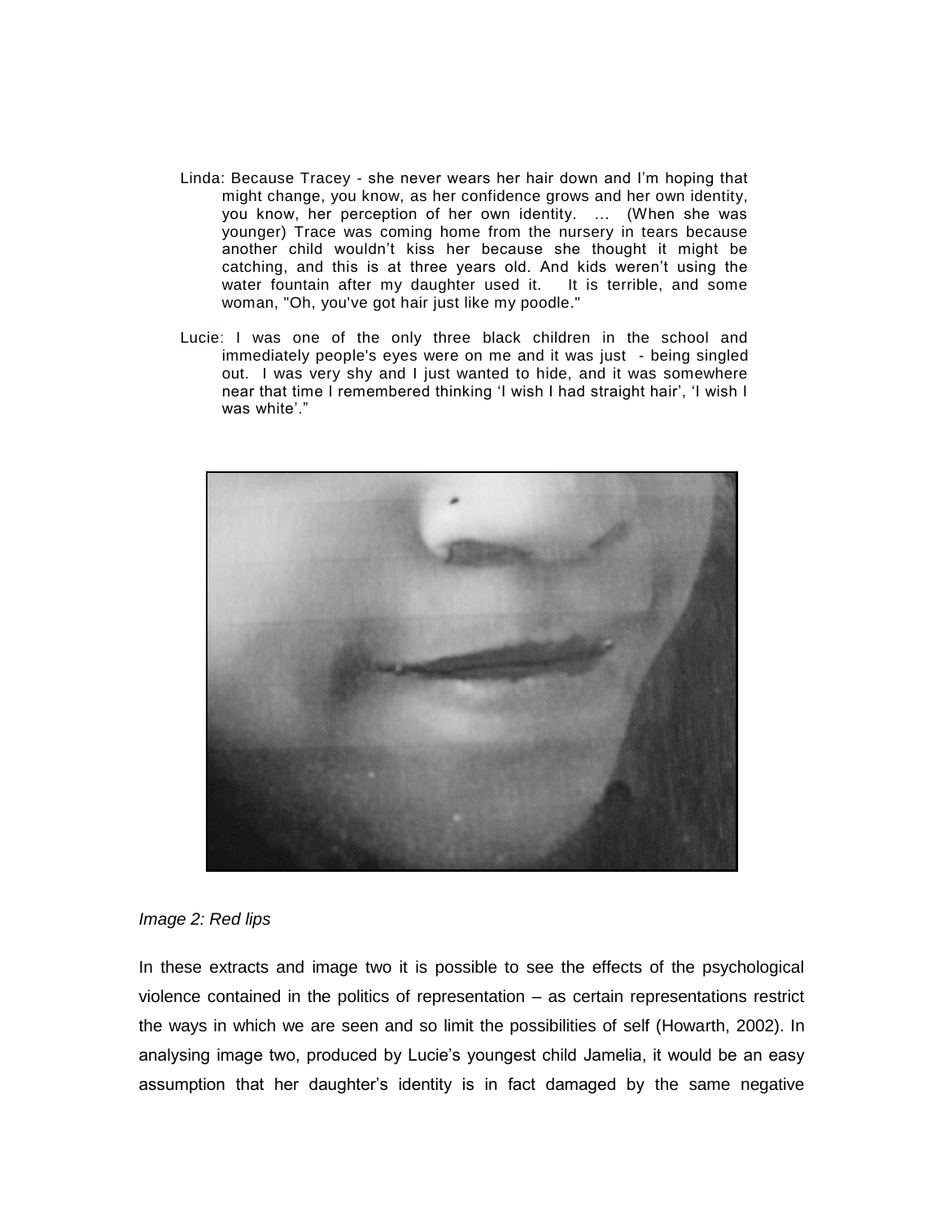Linda: Because Tracey - she never wears her hair down and I'm hoping that might change, you know, as her confidence grows and her own identity, you know, her perception of her own identity. ... (When she was younger) Trace was coming home from the nursery in tears because another child wouldn't kiss her because she thought it might be catching, and this is at three years old. And kids weren't using the water fountain after my daughter used it. It is terrible, and some woman, "Oh, you've got hair just like my poodle."

Lucie: I was one of the only three black children in the school and immediately people's eyes were on me and it was just - being singled out. I was very shy and I just wanted to hide, and it was somewhere near that time I remembered thinking 'I wish I had straight hair', 'I wish I was white'."

*Image 2: Red lips*

In these extracts and image two it is possible to see the effects of the psychological violence contained in the politics of representation – as certain representations restrict the ways in which we are seen and so limit the possibilities of self (Howarth, 2002). In analysing image two, produced by Lucie's youngest child Jamelia, it would be an easy assumption that her daughter's identity is in fact damaged by the same negative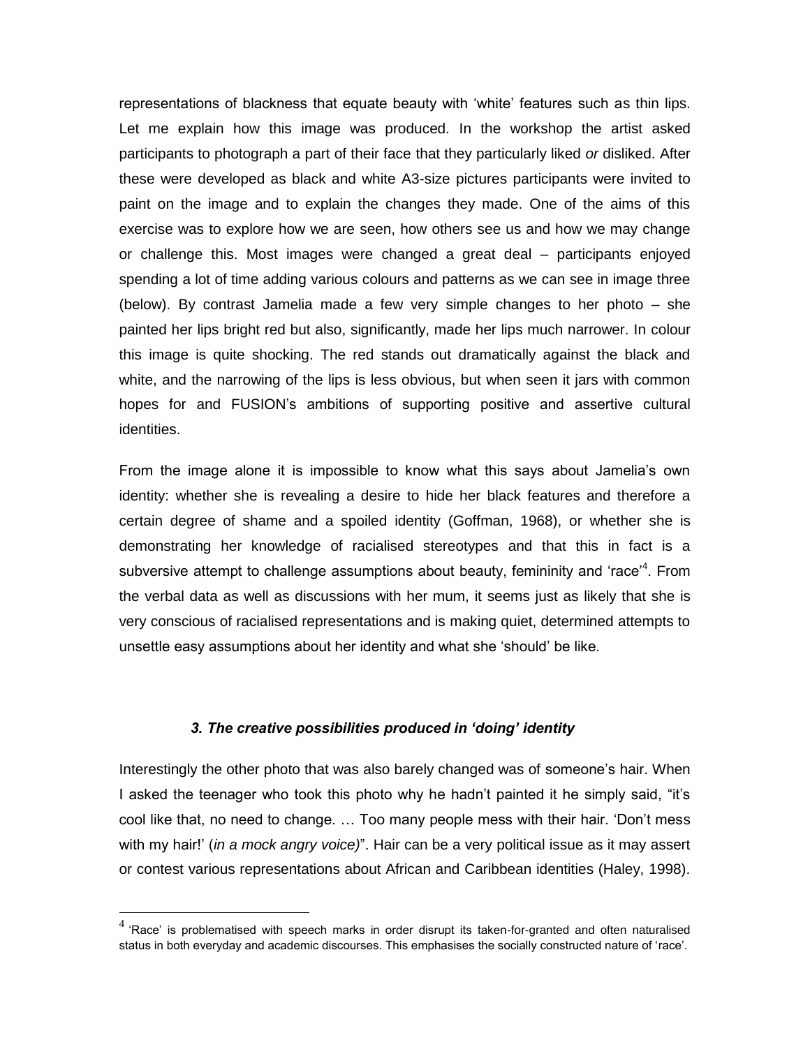representations of blackness that equate beauty with 'white' features such as thin lips. Let me explain how this image was produced. In the workshop the artist asked participants to photograph a part of their face that they particularly liked *or* disliked. After these were developed as black and white A3-size pictures participants were invited to paint on the image and to explain the changes they made. One of the aims of this exercise was to explore how we are seen, how others see us and how we may change or challenge this. Most images were changed a great deal – participants enjoyed spending a lot of time adding various colours and patterns as we can see in image three (below). By contrast Jamelia made a few very simple changes to her photo – she painted her lips bright red but also, significantly, made her lips much narrower. In colour this image is quite shocking. The red stands out dramatically against the black and white, and the narrowing of the lips is less obvious, but when seen it jars with common hopes for and FUSION's ambitions of supporting positive and assertive cultural identities.

From the image alone it is impossible to know what this says about Jamelia's own identity: whether she is revealing a desire to hide her black features and therefore a certain degree of shame and a spoiled identity (Goffman, 1968), or whether she is demonstrating her knowledge of racialised stereotypes and that this in fact is a subversive attempt to challenge assumptions about beauty, femininity and 'race'[4]. From the verbal data as well as discussions with her mum, it seems just as likely that she is very conscious of racialised representations and is making quiet, determined attempts to unsettle easy assumptions about her identity and what she 'should' be like.

### *3. The creative possibilities produced in 'doing' identity*

Interestingly the other photo that was also barely changed was of someone's hair. When I asked the teenager who took this photo why he hadn't painted it he simply said, "it's cool like that, no need to change. … Too many people mess with their hair. 'Don't mess with my hair!' (*in a mock angry voice)*". Hair can be a very political issue as it may assert or contest various representations about African and Caribbean identities (Haley, 1998).

[4] 'Race' is problematised with speech marks in order disrupt its taken-for-granted and often naturalised status in both everyday and academic discourses. This emphasises the socially constructed nature of 'race'.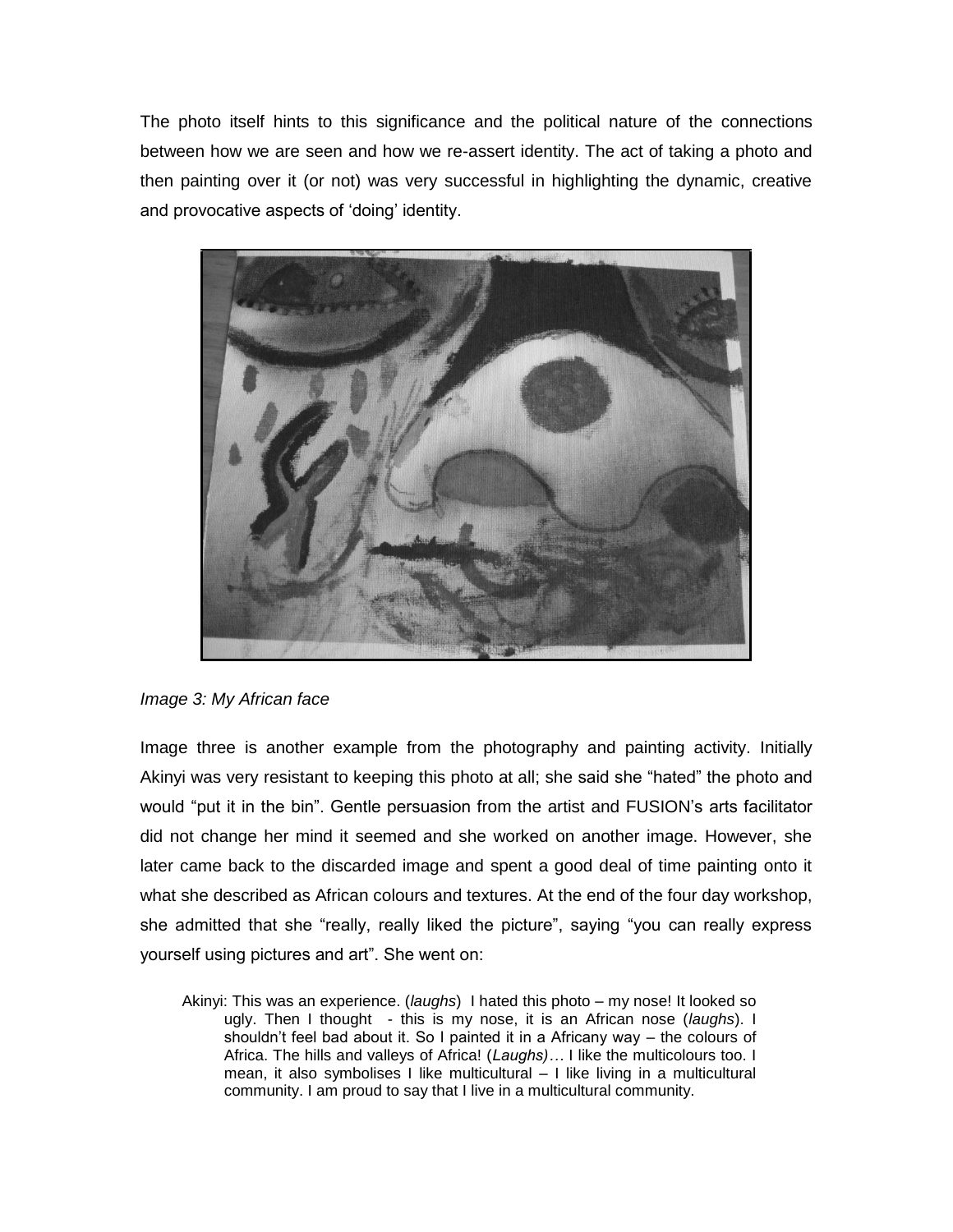The photo itself hints to this significance and the political nature of the connections between how we are seen and how we re-assert identity. The act of taking a photo and then painting over it (or not) was very successful in highlighting the dynamic, creative and provocative aspects of 'doing' identity.

*Image 3: My African face*

Image three is another example from the photography and painting activity. Initially Akinyi was very resistant to keeping this photo at all; she said she "hated" the photo and would "put it in the bin". Gentle persuasion from the artist and FUSION's arts facilitator did not change her mind it seemed and she worked on another image. However, she later came back to the discarded image and spent a good deal of time painting onto it what she described as African colours and textures. At the end of the four day workshop, she admitted that she "really, really liked the picture", saying "you can really express yourself using pictures and art". She went on:

> Akinyi: This was an experience. (*laughs*) I hated this photo – my nose! It looked so ugly. Then I thought - this is my nose, it is an African nose (*laughs*). I shouldn't feel bad about it. So I painted it in a Africany way – the colours of Africa. The hills and valleys of Africa! (*Laughs)*… I like the multicolours too. I mean, it also symbolises I like multicultural – I like living in a multicultural community. I am proud to say that I live in a multicultural community.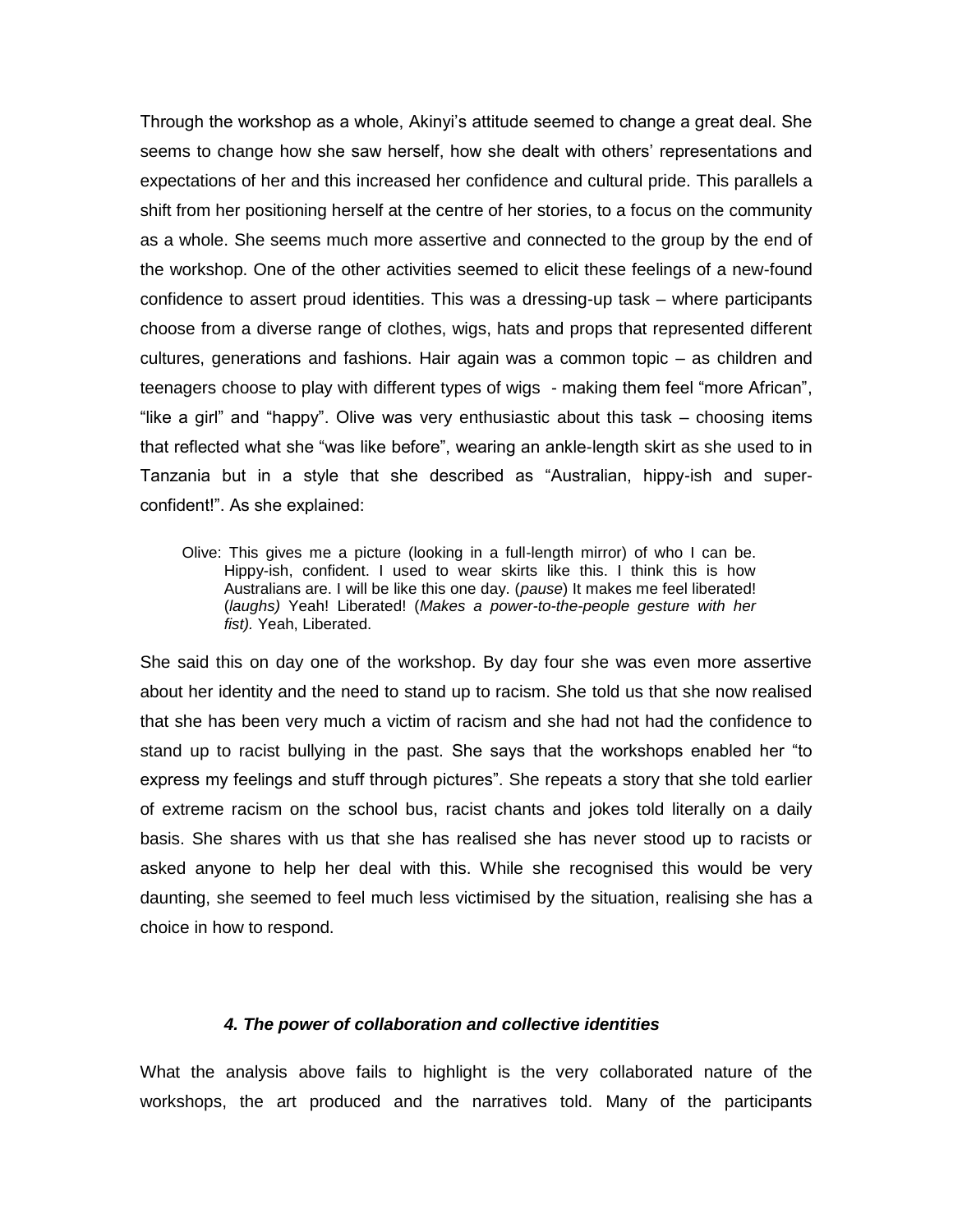Through the workshop as a whole, Akinyi's attitude seemed to change a great deal. She seems to change how she saw herself, how she dealt with others' representations and expectations of her and this increased her confidence and cultural pride. This parallels a shift from her positioning herself at the centre of her stories, to a focus on the community as a whole. She seems much more assertive and connected to the group by the end of the workshop. One of the other activities seemed to elicit these feelings of a new-found confidence to assert proud identities. This was a dressing-up task – where participants choose from a diverse range of clothes, wigs, hats and props that represented different cultures, generations and fashions. Hair again was a common topic – as children and teenagers choose to play with different types of wigs - making them feel "more African", "like a girl" and "happy". Olive was very enthusiastic about this task – choosing items that reflected what she "was like before", wearing an ankle-length skirt as she used to in Tanzania but in a style that she described as "Australian, hippy-ish and super-confident!". As she explained:

> Olive: This gives me a picture (looking in a full-length mirror) of who I can be. Hippy-ish, confident. I used to wear skirts like this. I think this is how Australians are. I will be like this one day. (*pause*) It makes me feel liberated! (*laughs)* Yeah! Liberated! (*Makes a power-to-the-people gesture with her fist).* Yeah, Liberated.

She said this on day one of the workshop. By day four she was even more assertive about her identity and the need to stand up to racism. She told us that she now realised that she has been very much a victim of racism and she had not had the confidence to stand up to racist bullying in the past. She says that the workshops enabled her "to express my feelings and stuff through pictures". She repeats a story that she told earlier of extreme racism on the school bus, racist chants and jokes told literally on a daily basis. She shares with us that she has realised she has never stood up to racists or asked anyone to help her deal with this. While she recognised this would be very daunting, she seemed to feel much less victimised by the situation, realising she has a choice in how to respond.

### *4. The power of collaboration and collective identities*

What the analysis above fails to highlight is the very collaborated nature of the workshops, the art produced and the narratives told. Many of the participants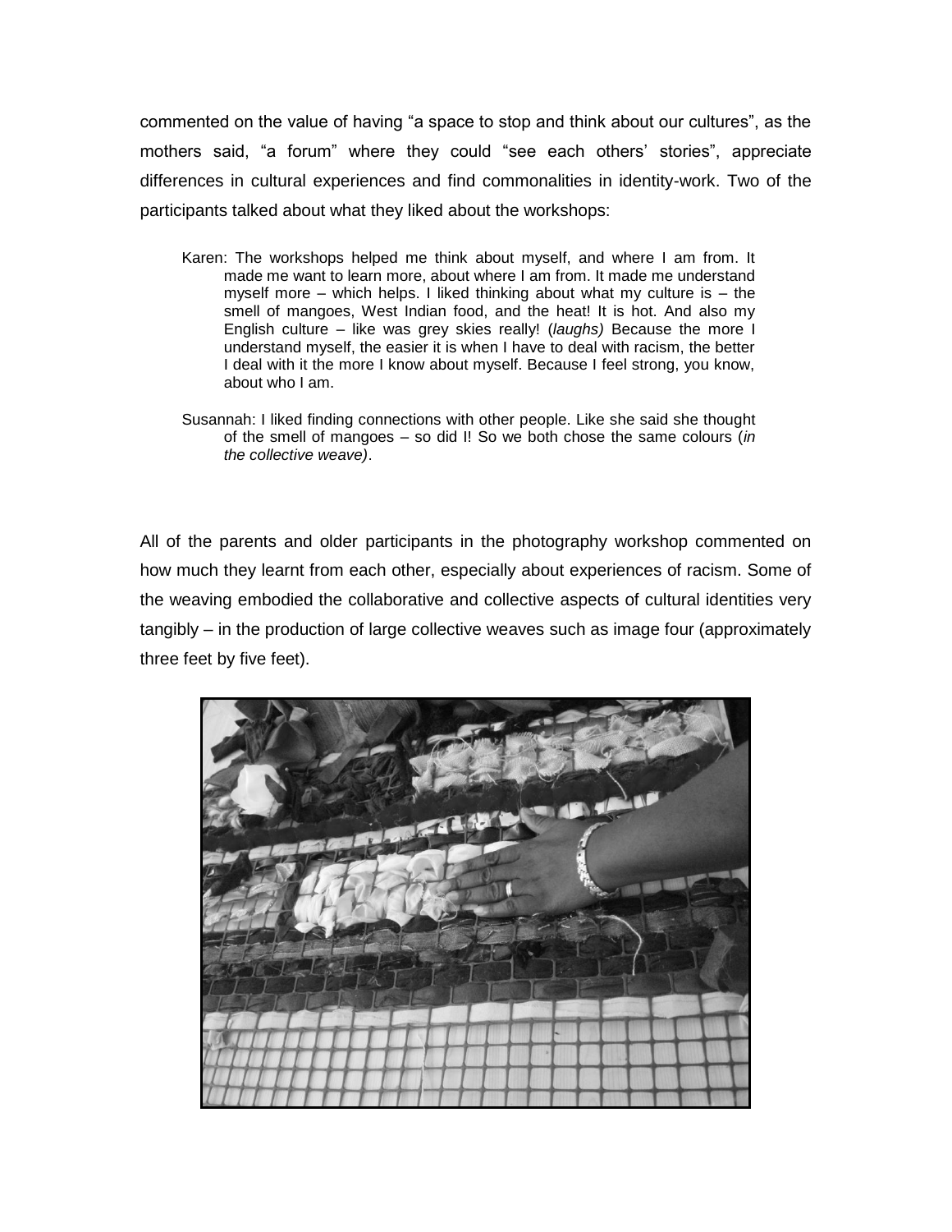commented on the value of having "a space to stop and think about our cultures", as the mothers said, "a forum" where they could "see each others' stories", appreciate differences in cultural experiences and find commonalities in identity-work. Two of the participants talked about what they liked about the workshops:

> Karen: The workshops helped me think about myself, and where I am from. It made me want to learn more, about where I am from. It made me understand myself more – which helps. I liked thinking about what my culture is – the smell of mangoes, West Indian food, and the heat! It is hot. And also my English culture – like was grey skies really! (*laughs)* Because the more I understand myself, the easier it is when I have to deal with racism, the better I deal with it the more I know about myself. Because I feel strong, you know, about who I am.
>
> Susannah: I liked finding connections with other people. Like she said she thought of the smell of mangoes – so did I! So we both chose the same colours (*in the collective weave)*.

All of the parents and older participants in the photography workshop commented on how much they learnt from each other, especially about experiences of racism. Some of the weaving embodied the collaborative and collective aspects of cultural identities very tangibly – in the production of large collective weaves such as image four (approximately three feet by five feet).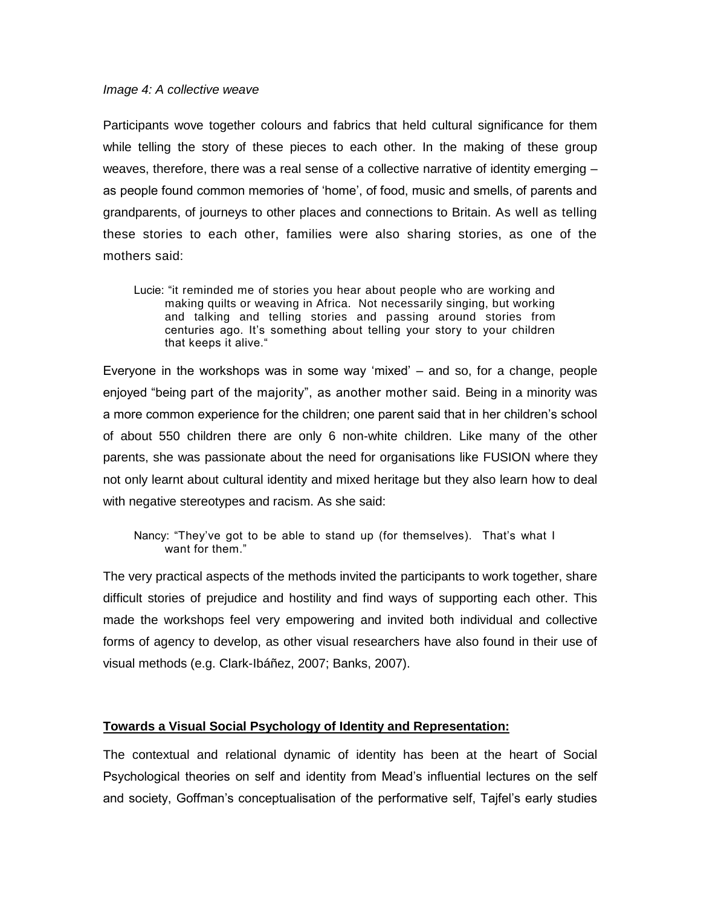*Image 4: A collective weave*

Participants wove together colours and fabrics that held cultural significance for them while telling the story of these pieces to each other. In the making of these group weaves, therefore, there was a real sense of a collective narrative of identity emerging – as people found common memories of 'home', of food, music and smells, of parents and grandparents, of journeys to other places and connections to Britain. As well as telling these stories to each other, families were also sharing stories, as one of the mothers said:

> Lucie: "it reminded me of stories you hear about people who are working and making quilts or weaving in Africa. Not necessarily singing, but working and talking and telling stories and passing around stories from centuries ago. It's something about telling your story to your children that keeps it alive."

Everyone in the workshops was in some way 'mixed' – and so, for a change, people enjoyed "being part of the majority", as another mother said. Being in a minority was a more common experience for the children; one parent said that in her children's school of about 550 children there are only 6 non-white children. Like many of the other parents, she was passionate about the need for organisations like FUSION where they not only learnt about cultural identity and mixed heritage but they also learn how to deal with negative stereotypes and racism. As she said:

> Nancy: "They've got to be able to stand up (for themselves). That's what I want for them."

The very practical aspects of the methods invited the participants to work together, share difficult stories of prejudice and hostility and find ways of supporting each other. This made the workshops feel very empowering and invited both individual and collective forms of agency to develop, as other visual researchers have also found in their use of visual methods (e.g. Clark-Ibáñez, 2007; Banks, 2007).

## **Towards a Visual Social Psychology of Identity and Representation:**

The contextual and relational dynamic of identity has been at the heart of Social Psychological theories on self and identity from Mead's influential lectures on the self and society, Goffman's conceptualisation of the performative self, Tajfel's early studies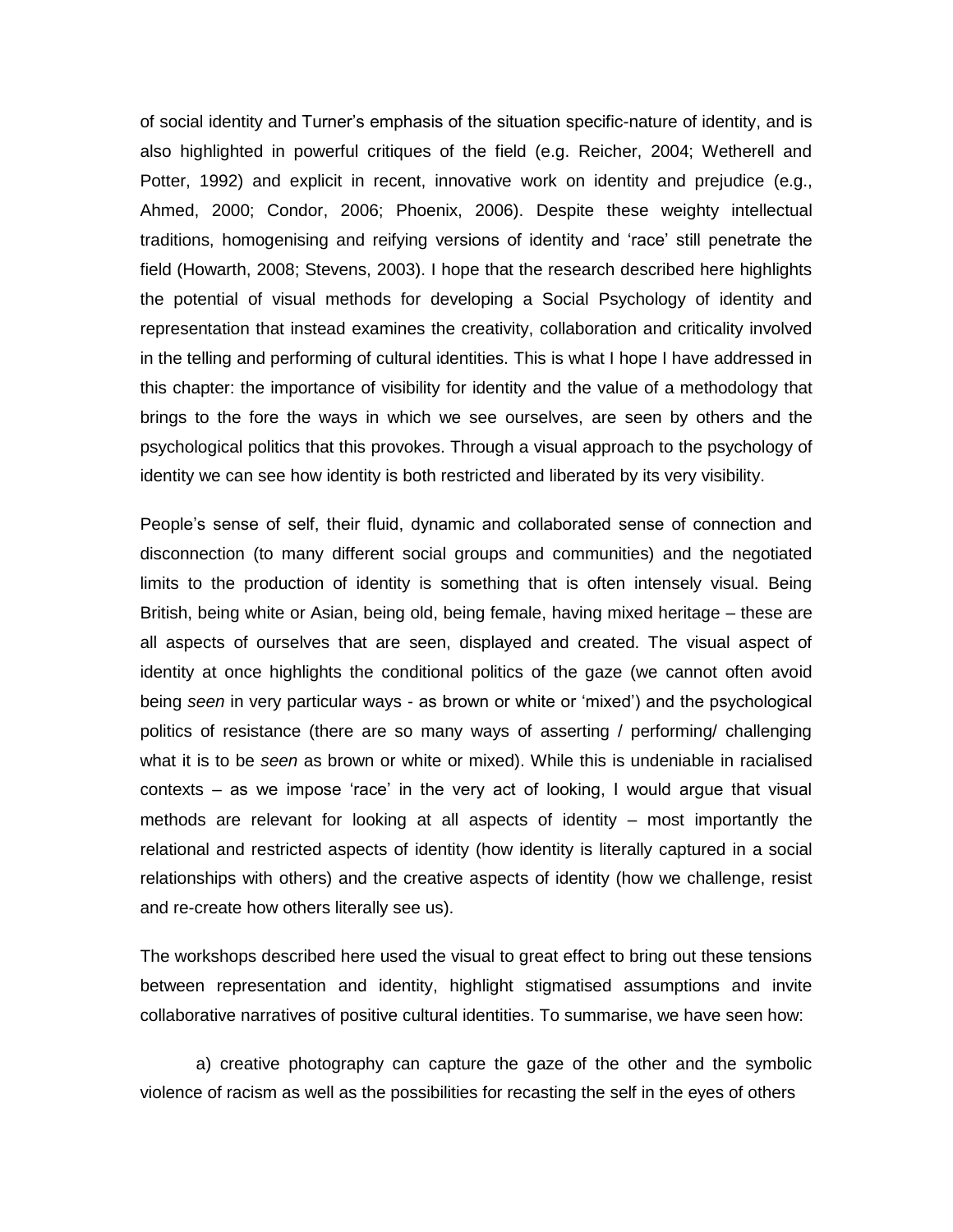of social identity and Turner's emphasis of the situation specific-nature of identity, and is also highlighted in powerful critiques of the field (e.g. Reicher, 2004; Wetherell and Potter, 1992) and explicit in recent, innovative work on identity and prejudice (e.g., Ahmed, 2000; Condor, 2006; Phoenix, 2006). Despite these weighty intellectual traditions, homogenising and reifying versions of identity and 'race' still penetrate the field (Howarth, 2008; Stevens, 2003). I hope that the research described here highlights the potential of visual methods for developing a Social Psychology of identity and representation that instead examines the creativity, collaboration and criticality involved in the telling and performing of cultural identities. This is what I hope I have addressed in this chapter: the importance of visibility for identity and the value of a methodology that brings to the fore the ways in which we see ourselves, are seen by others and the psychological politics that this provokes. Through a visual approach to the psychology of identity we can see how identity is both restricted and liberated by its very visibility.

People's sense of self, their fluid, dynamic and collaborated sense of connection and disconnection (to many different social groups and communities) and the negotiated limits to the production of identity is something that is often intensely visual. Being British, being white or Asian, being old, being female, having mixed heritage – these are all aspects of ourselves that are seen, displayed and created. The visual aspect of identity at once highlights the conditional politics of the gaze (we cannot often avoid being *seen* in very particular ways - as brown or white or 'mixed') and the psychological politics of resistance (there are so many ways of asserting / performing/ challenging what it is to be *seen* as brown or white or mixed). While this is undeniable in racialised contexts – as we impose 'race' in the very act of looking, I would argue that visual methods are relevant for looking at all aspects of identity – most importantly the relational and restricted aspects of identity (how identity is literally captured in a social relationships with others) and the creative aspects of identity (how we challenge, resist and re-create how others literally see us).

The workshops described here used the visual to great effect to bring out these tensions between representation and identity, highlight stigmatised assumptions and invite collaborative narratives of positive cultural identities. To summarise, we have seen how:

a) creative photography can capture the gaze of the other and the symbolic violence of racism as well as the possibilities for recasting the self in the eyes of others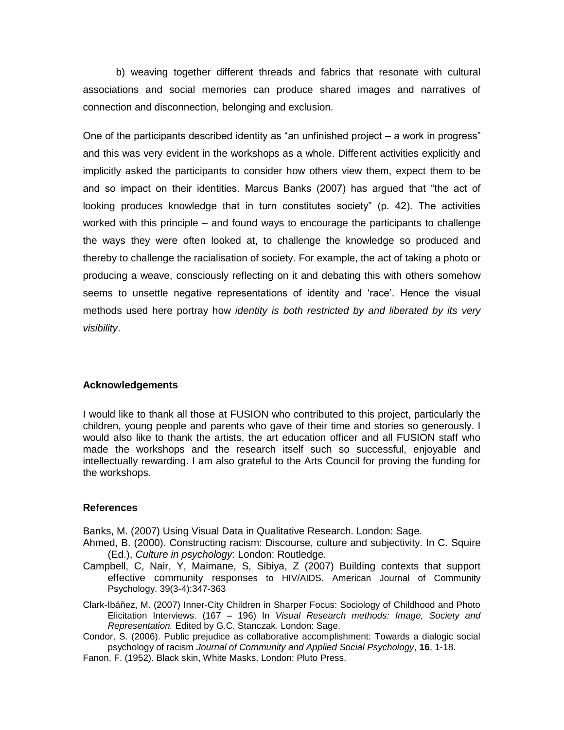b) weaving together different threads and fabrics that resonate with cultural associations and social memories can produce shared images and narratives of connection and disconnection, belonging and exclusion.

One of the participants described identity as "an unfinished project – a work in progress" and this was very evident in the workshops as a whole. Different activities explicitly and implicitly asked the participants to consider how others view them, expect them to be and so impact on their identities. Marcus Banks (2007) has argued that "the act of looking produces knowledge that in turn constitutes society" (p. 42). The activities worked with this principle – and found ways to encourage the participants to challenge the ways they were often looked at, to challenge the knowledge so produced and thereby to challenge the racialisation of society. For example, the act of taking a photo or producing a weave, consciously reflecting on it and debating this with others somehow seems to unsettle negative representations of identity and 'race'. Hence the visual methods used here portray how *identity is both restricted by and liberated by its very visibility*.

### Acknowledgements

I would like to thank all those at FUSION who contributed to this project, particularly the children, young people and parents who gave of their time and stories so generously. I would also like to thank the artists, the art education officer and all FUSION staff who made the workshops and the research itself such so successful, enjoyable and intellectually rewarding. I am also grateful to the Arts Council for proving the funding for the workshops.

### References

Banks, M. (2007) Using Visual Data in Qualitative Research. London: Sage.

Ahmed, B. (2000). Constructing racism: Discourse, culture and subjectivity. In C. Squire (Ed.), *Culture in psychology*: London: Routledge.

Campbell, C, Nair, Y, Maimane, S, Sibiya, Z (2007) Building contexts that support effective community responses to HIV/AIDS. American Journal of Community Psychology. 39(3-4):347-363

Clark-Ibáñez, M. (2007) Inner-City Children in Sharper Focus: Sociology of Childhood and Photo Elicitation Interviews. (167 – 196) In *Visual Research methods: Image, Society and Representation.* Edited by G.C. Stanczak. London: Sage.

Condor, S. (2006). Public prejudice as collaborative accomplishment: Towards a dialogic social psychology of racism *Journal of Community and Applied Social Psychology*, **16**, 1-18.

Fanon, F. (1952). Black skin, White Masks. London: Pluto Press.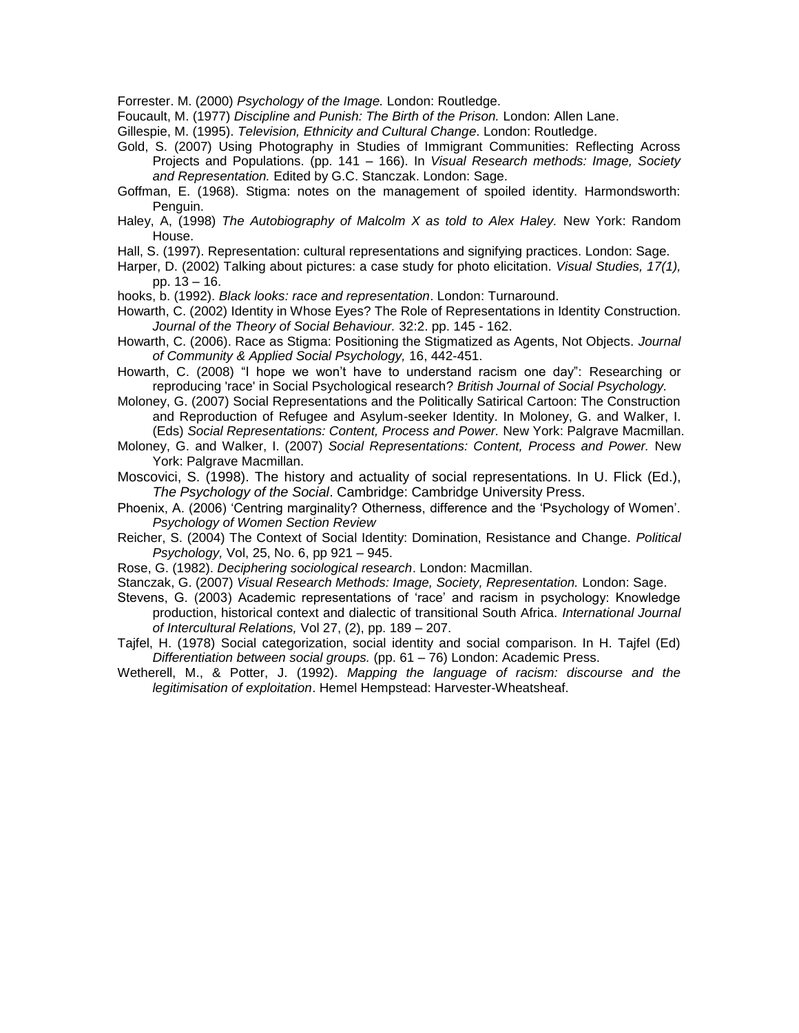Forrester. M. (2000) *Psychology of the Image.* London: Routledge.

Foucault, M. (1977) *Discipline and Punish: The Birth of the Prison.* London: Allen Lane.

Gillespie, M. (1995). *Television, Ethnicity and Cultural Change*. London: Routledge.

Gold, S. (2007) Using Photography in Studies of Immigrant Communities: Reflecting Across Projects and Populations. (pp. 141 – 166). In *Visual Research methods: Image, Society and Representation.* Edited by G.C. Stanczak. London: Sage.

Goffman, E. (1968). Stigma: notes on the management of spoiled identity. Harmondsworth: Penguin.

Haley, A, (1998) *The Autobiography of Malcolm X as told to Alex Haley.* New York: Random House.

Hall, S. (1997). Representation: cultural representations and signifying practices. London: Sage.

Harper, D. (2002) Talking about pictures: a case study for photo elicitation. *Visual Studies, 17(1),* pp. 13 – 16.

hooks, b. (1992). *Black looks: race and representation*. London: Turnaround.

Howarth, C. (2002) Identity in Whose Eyes? The Role of Representations in Identity Construction. *Journal of the Theory of Social Behaviour.* 32:2. pp. 145 - 162.

Howarth, C. (2006). Race as Stigma: Positioning the Stigmatized as Agents, Not Objects. *Journal of Community & Applied Social Psychology,* 16, 442-451.

Howarth, C. (2008) "I hope we won't have to understand racism one day": Researching or reproducing 'race' in Social Psychological research? *British Journal of Social Psychology.*

Moloney, G. (2007) Social Representations and the Politically Satirical Cartoon: The Construction and Reproduction of Refugee and Asylum-seeker Identity. In Moloney, G. and Walker, I. (Eds) *Social Representations: Content, Process and Power.* New York: Palgrave Macmillan.

Moloney, G. and Walker, I. (2007) *Social Representations: Content, Process and Power.* New York: Palgrave Macmillan.

Moscovici, S. (1998). The history and actuality of social representations. In U. Flick (Ed.), *The Psychology of the Social*. Cambridge: Cambridge University Press.

Phoenix, A. (2006) 'Centring marginality? Otherness, difference and the 'Psychology of Women'. *Psychology of Women Section Review*

Reicher, S. (2004) The Context of Social Identity: Domination, Resistance and Change. *Political Psychology,* Vol, 25, No. 6, pp 921 – 945.

Rose, G. (1982). *Deciphering sociological research*. London: Macmillan.

Stanczak, G. (2007) *Visual Research Methods: Image, Society, Representation.* London: Sage.

Stevens, G. (2003) Academic representations of 'race' and racism in psychology: Knowledge production, historical context and dialectic of transitional South Africa. *International Journal of Intercultural Relations,* Vol 27, (2), pp. 189 – 207.

Tajfel, H. (1978) Social categorization, social identity and social comparison. In H. Tajfel (Ed) *Differentiation between social groups.* (pp. 61 – 76) London: Academic Press.

Wetherell, M., & Potter, J. (1992). *Mapping the language of racism: discourse and the legitimisation of exploitation*. Hemel Hempstead: Harvester-Wheatsheaf.